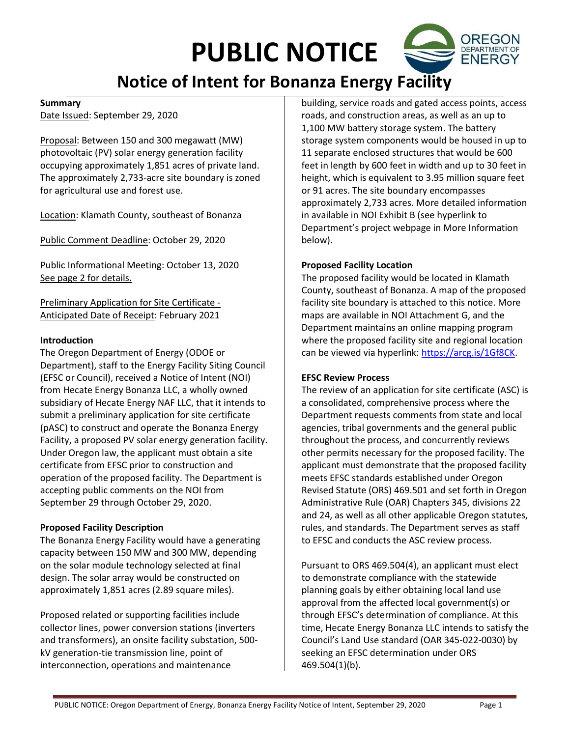# PUBLIC NOTICE

## Notice of Intent for Bonanza Energy Facility

**Summary**

Date Issued: September 29, 2020

Proposal: Between 150 and 300 megawatt (MW) photovoltaic (PV) solar energy generation facility occupying approximately 1,851 acres of private land. The approximately 2,733-acre site boundary is zoned for agricultural use and forest use.

Location: Klamath County, southeast of Bonanza

Public Comment Deadline: October 29, 2020

Public Informational Meeting: October 13, 2020
See page 2 for details.

Preliminary Application for Site Certificate - Anticipated Date of Receipt: February 2021

**Introduction**

The Oregon Department of Energy (ODOE or Department), staff to the Energy Facility Siting Council (EFSC or Council), received a Notice of Intent (NOI) from Hecate Energy Bonanza LLC, a wholly owned subsidiary of Hecate Energy NAF LLC, that it intends to submit a preliminary application for site certificate (pASC) to construct and operate the Bonanza Energy Facility, a proposed PV solar energy generation facility. Under Oregon law, the applicant must obtain a site certificate from EFSC prior to construction and operation of the proposed facility. The Department is accepting public comments on the NOI from September 29 through October 29, 2020.

**Proposed Facility Description**

The Bonanza Energy Facility would have a generating capacity between 150 MW and 300 MW, depending on the solar module technology selected at final design. The solar array would be constructed on approximately 1,851 acres (2.89 square miles).

Proposed related or supporting facilities include collector lines, power conversion stations (inverters and transformers), an onsite facility substation, 500-kV generation-tie transmission line, point of interconnection, operations and maintenance building, service roads and gated access points, access roads, and construction areas, as well as an up to 1,100 MW battery storage system. The battery storage system components would be housed in up to 11 separate enclosed structures that would be 600 feet in length by 600 feet in width and up to 30 feet in height, which is equivalent to 3.95 million square feet or 91 acres. The site boundary encompasses approximately 2,733 acres. More detailed information in available in NOI Exhibit B (see hyperlink to Department's project webpage in More Information below).

**Proposed Facility Location**

The proposed facility would be located in Klamath County, southeast of Bonanza. A map of the proposed facility site boundary is attached to this notice. More maps are available in NOI Attachment G, and the Department maintains an online mapping program where the proposed facility site and regional location can be viewed via hyperlink: https://arcg.is/1Gf8CK.

**EFSC Review Process**

The review of an application for site certificate (ASC) is a consolidated, comprehensive process where the Department requests comments from state and local agencies, tribal governments and the general public throughout the process, and concurrently reviews other permits necessary for the proposed facility. The applicant must demonstrate that the proposed facility meets EFSC standards established under Oregon Revised Statute (ORS) 469.501 and set forth in Oregon Administrative Rule (OAR) Chapters 345, divisions 22 and 24, as well as all other applicable Oregon statutes, rules, and standards. The Department serves as staff to EFSC and conducts the ASC review process.

Pursuant to ORS 469.504(4), an applicant must elect to demonstrate compliance with the statewide planning goals by either obtaining local land use approval from the affected local government(s) or through EFSC's determination of compliance. At this time, Hecate Energy Bonanza LLC intends to satisfy the Council's Land Use standard (OAR 345-022-0030) by seeking an EFSC determination under ORS 469.504(1)(b).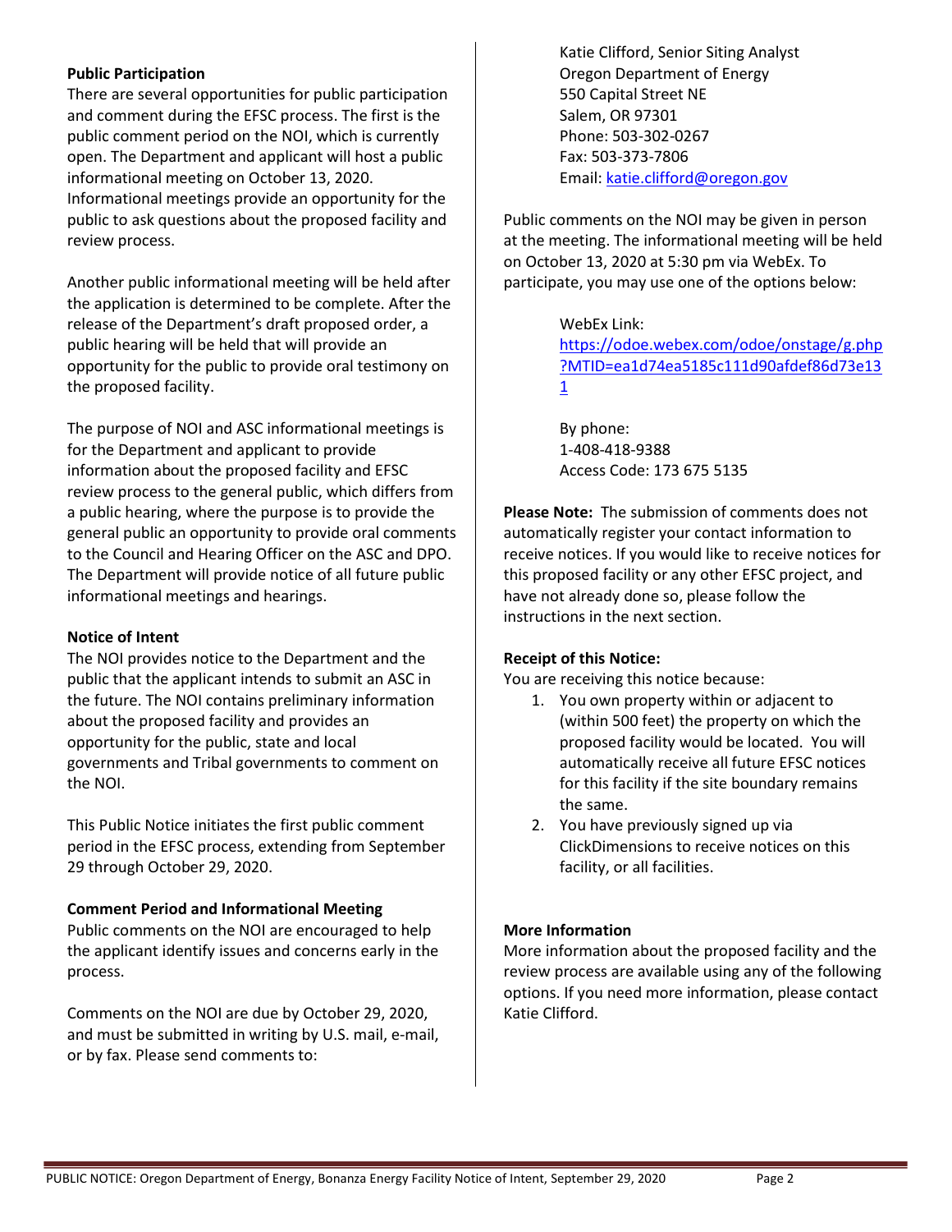**Public Participation**

There are several opportunities for public participation and comment during the EFSC process. The first is the public comment period on the NOI, which is currently open. The Department and applicant will host a public informational meeting on October 13, 2020. Informational meetings provide an opportunity for the public to ask questions about the proposed facility and review process.

Another public informational meeting will be held after the application is determined to be complete. After the release of the Department's draft proposed order, a public hearing will be held that will provide an opportunity for the public to provide oral testimony on the proposed facility.

The purpose of NOI and ASC informational meetings is for the Department and applicant to provide information about the proposed facility and EFSC review process to the general public, which differs from a public hearing, where the purpose is to provide the general public an opportunity to provide oral comments to the Council and Hearing Officer on the ASC and DPO. The Department will provide notice of all future public informational meetings and hearings.

**Notice of Intent**

The NOI provides notice to the Department and the public that the applicant intends to submit an ASC in the future. The NOI contains preliminary information about the proposed facility and provides an opportunity for the public, state and local governments and Tribal governments to comment on the NOI.

This Public Notice initiates the first public comment period in the EFSC process, extending from September 29 through October 29, 2020.

**Comment Period and Informational Meeting**

Public comments on the NOI are encouraged to help the applicant identify issues and concerns early in the process.

Comments on the NOI are due by October 29, 2020, and must be submitted in writing by U.S. mail, e-mail, or by fax. Please send comments to:

> Katie Clifford, Senior Siting Analyst
> Oregon Department of Energy
> 550 Capital Street NE
> Salem, OR 97301
> Phone: 503-302-0267
> Fax: 503-373-7806
> Email: katie.clifford@oregon.gov

Public comments on the NOI may be given in person at the meeting. The informational meeting will be held on October 13, 2020 at 5:30 pm via WebEx. To participate, you may use one of the options below:

> WebEx Link:
> https://odoe.webex.com/odoe/onstage/g.php?MTID=ea1d74ea5185c111d90afdef86d73e131
>
> By phone:
> 1-408-418-9388
> Access Code: 173 675 5135

**Please Note:** The submission of comments does not automatically register your contact information to receive notices. If you would like to receive notices for this proposed facility or any other EFSC project, and have not already done so, please follow the instructions in the next section.

**Receipt of this Notice:**

You are receiving this notice because:

1. You own property within or adjacent to (within 500 feet) the property on which the proposed facility would be located. You will automatically receive all future EFSC notices for this facility if the site boundary remains the same.
2. You have previously signed up via ClickDimensions to receive notices on this facility, or all facilities.

**More Information**

More information about the proposed facility and the review process are available using any of the following options. If you need more information, please contact Katie Clifford.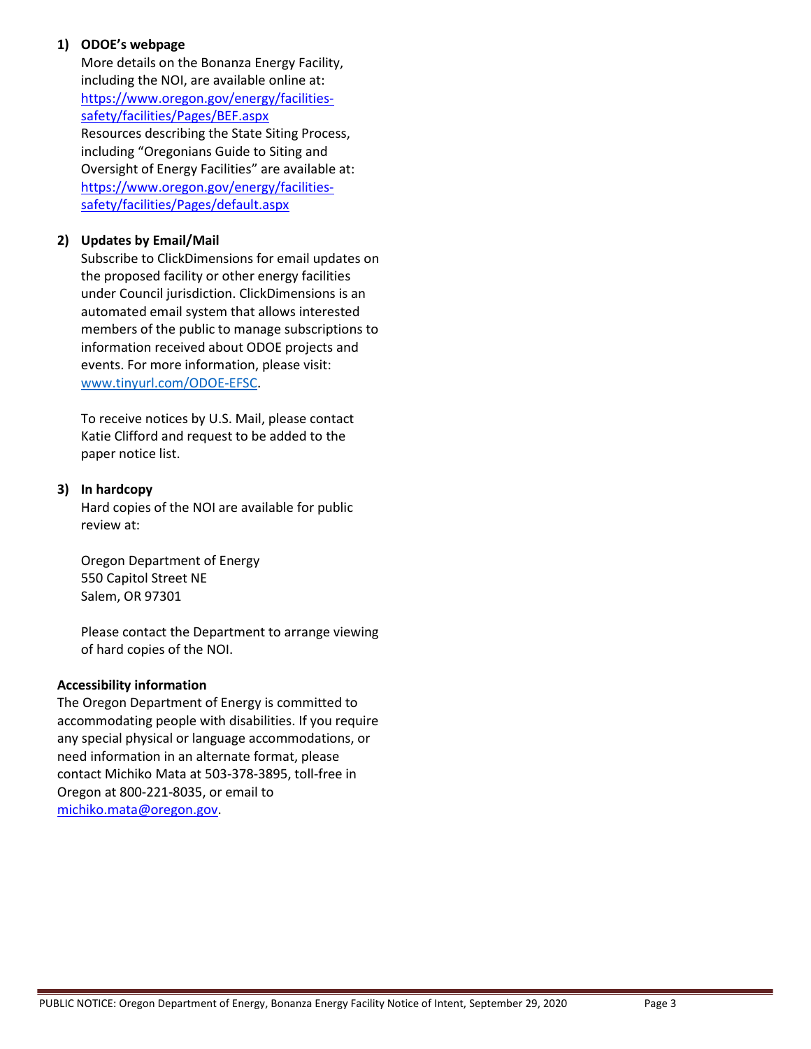1) **ODOE's webpage**

   More details on the Bonanza Energy Facility, including the NOI, are available online at: https://www.oregon.gov/energy/facilities-safety/facilities/Pages/BEF.aspx

   Resources describing the State Siting Process, including "Oregonians Guide to Siting and Oversight of Energy Facilities" are available at: https://www.oregon.gov/energy/facilities-safety/facilities/Pages/default.aspx

2) **Updates by Email/Mail**

   Subscribe to ClickDimensions for email updates on the proposed facility or other energy facilities under Council jurisdiction. ClickDimensions is an automated email system that allows interested members of the public to manage subscriptions to information received about ODOE projects and events. For more information, please visit: www.tinyurl.com/ODOE-EFSC.

   To receive notices by U.S. Mail, please contact Katie Clifford and request to be added to the paper notice list.

3) **In hardcopy**

   Hard copies of the NOI are available for public review at:

   Oregon Department of Energy
   550 Capitol Street NE
   Salem, OR 97301

   Please contact the Department to arrange viewing of hard copies of the NOI.

**Accessibility information**

The Oregon Department of Energy is committed to accommodating people with disabilities. If you require any special physical or language accommodations, or need information in an alternate format, please contact Michiko Mata at 503-378-3895, toll-free in Oregon at 800-221-8035, or email to michiko.mata@oregon.gov.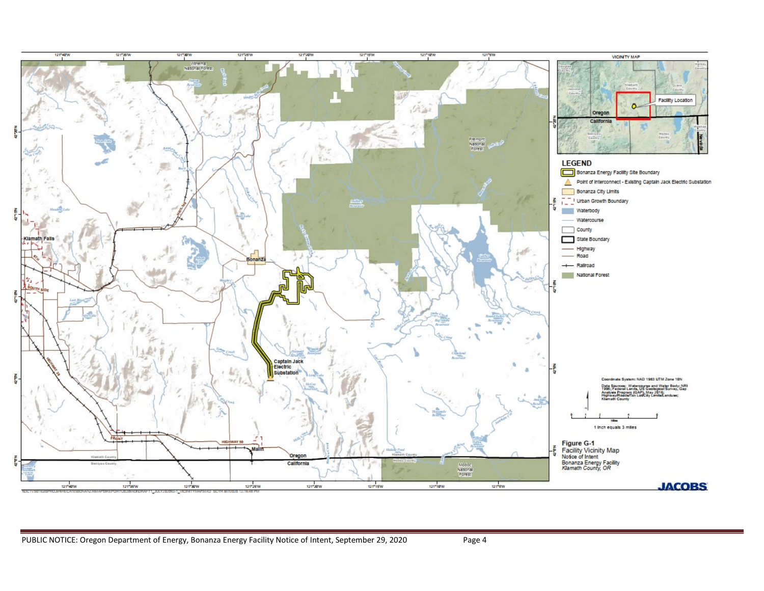Figure G-1
Facility Vicinity Map
Notice of Intent
Bonanza Energy Facility
*Klamath County, OR*

LEGEND

Bonanza Energy Facility Site Boundary

Point of Interconnect - Existing Captain Jack Electric Substation

Bonanza City Limits

Urban Growth Boundary

Waterbody

Watercourse

County

State Boundary

Highway

Road

Railroad

National Forest

VICINITY MAP

Facility Location

Oregon

California

Coordinate System: NAD 1983 UTM Zone 10N

Data Sources: Watercourse and Water Body: NRI 1996; Federal Lands, US Geological Survey, Gap Analysis Program (GAP), May 2016; Highway/Roads/Tax Lot/City Limits/Landuse; Klamath County

1 inch equals 3 miles

Klamath Falls

Bonanza

Captain Jack Electric Substation

Malin

Oregon

California

Winema National Forest

Fremont National Forest

Modoc National Forest

HIGHWAY 50

HIGHWAY 39

JACOBS